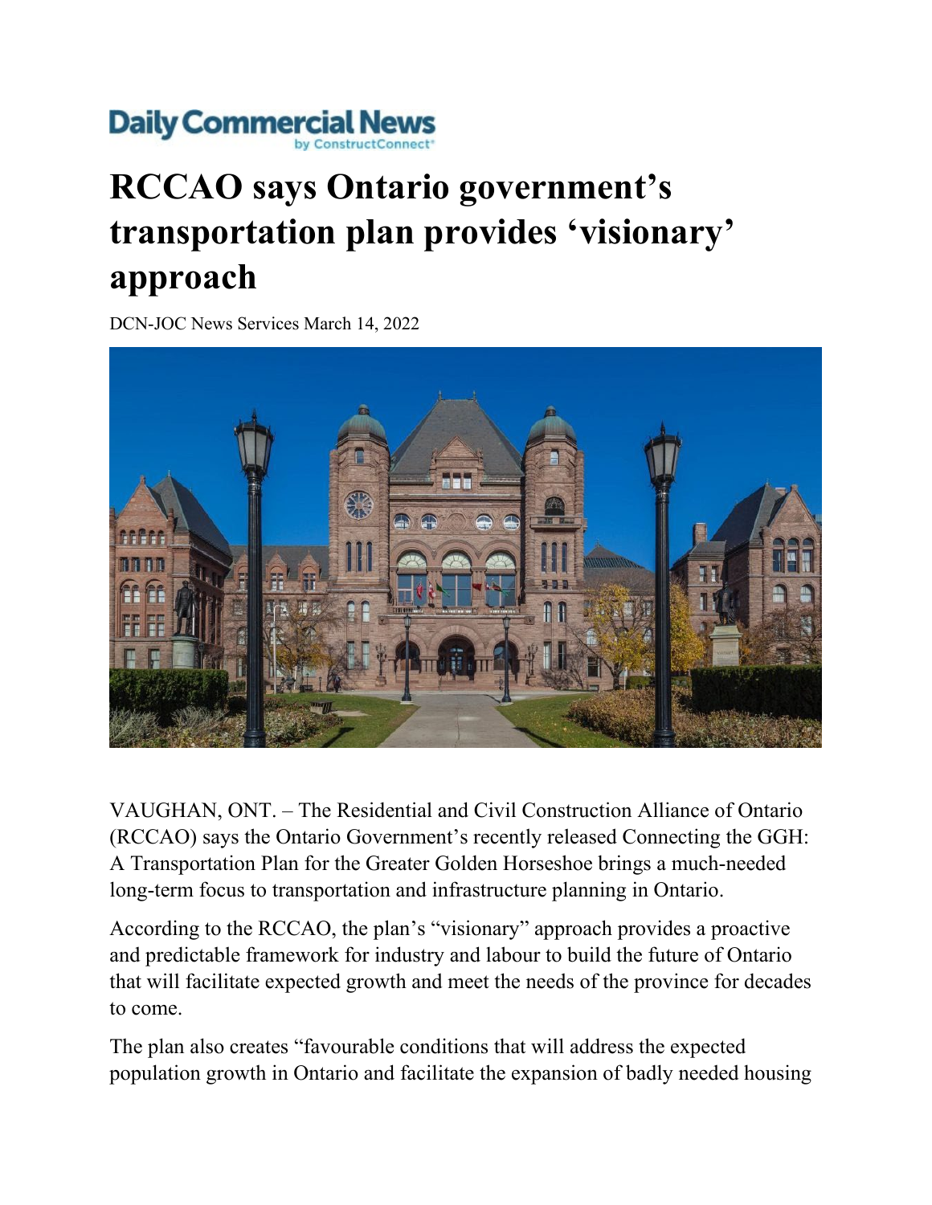Daily Commercial News
by ConstructConnect

# RCCAO says Ontario government's transportation plan provides 'visionary' approach

DCN-JOC News Services March 14, 2022

VAUGHAN, ONT. – The Residential and Civil Construction Alliance of Ontario (RCCAO) says the Ontario Government's recently released Connecting the GGH: A Transportation Plan for the Greater Golden Horseshoe brings a much-needed long-term focus to transportation and infrastructure planning in Ontario.

According to the RCCAO, the plan's "visionary" approach provides a proactive and predictable framework for industry and labour to build the future of Ontario that will facilitate expected growth and meet the needs of the province for decades to come.

The plan also creates "favourable conditions that will address the expected population growth in Ontario and facilitate the expansion of badly needed housing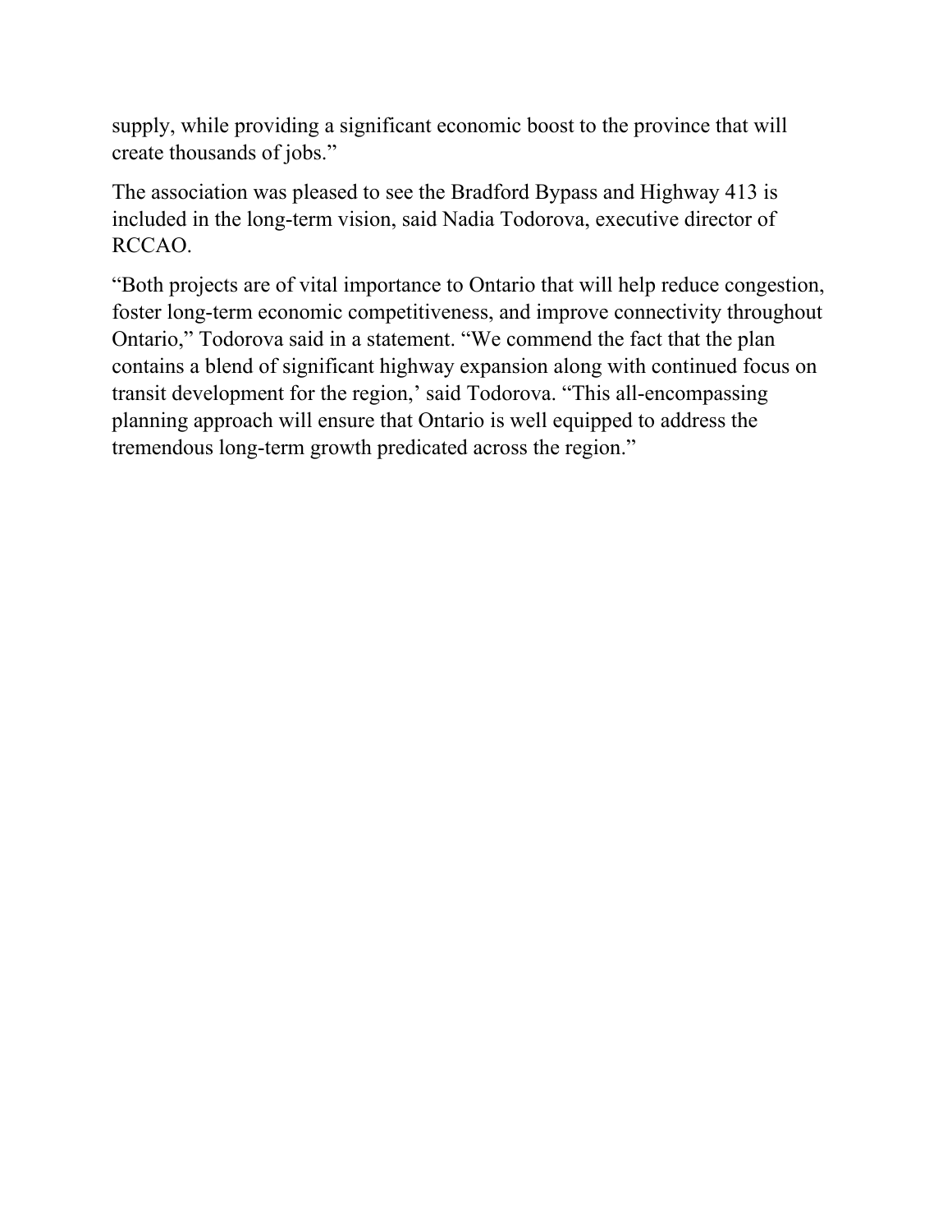supply, while providing a significant economic boost to the province that will create thousands of jobs."

The association was pleased to see the Bradford Bypass and Highway 413 is included in the long-term vision, said Nadia Todorova, executive director of RCCAO.

"Both projects are of vital importance to Ontario that will help reduce congestion, foster long-term economic competitiveness, and improve connectivity throughout Ontario," Todorova said in a statement. "We commend the fact that the plan contains a blend of significant highway expansion along with continued focus on transit development for the region,' said Todorova. "This all-encompassing planning approach will ensure that Ontario is well equipped to address the tremendous long-term growth predicated across the region."